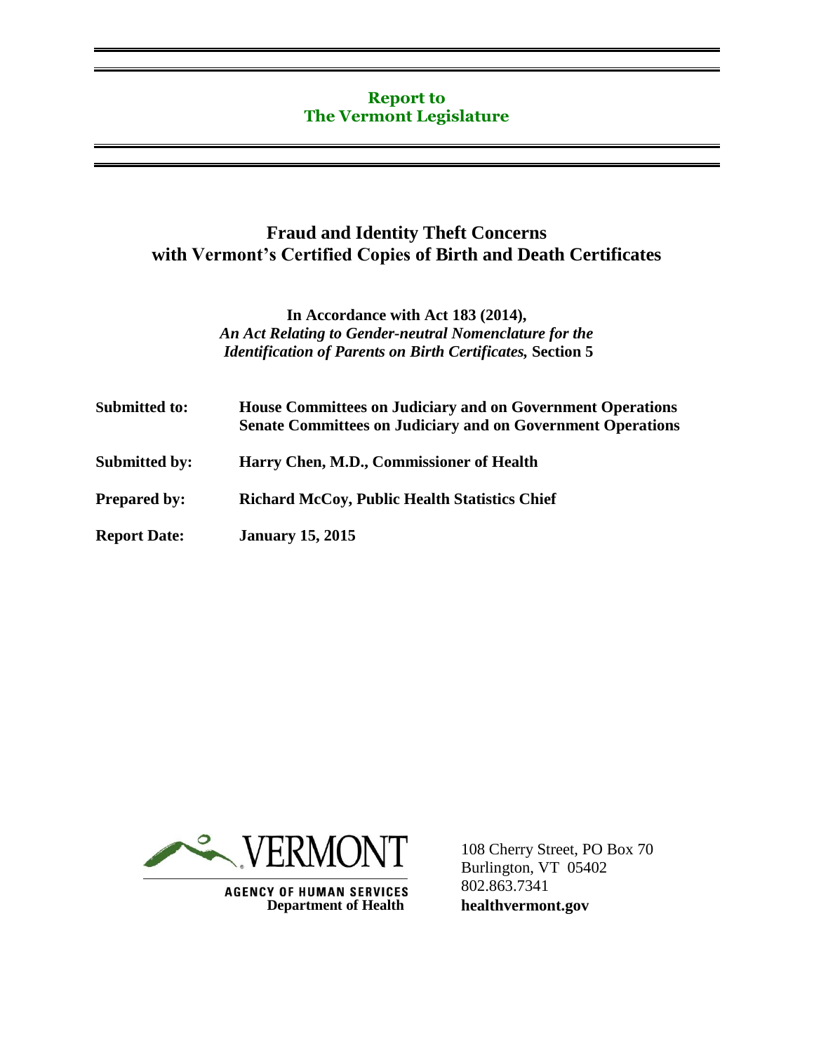**Report to**
**The Vermont Legislature**

# Fraud and Identity Theft Concerns with Vermont's Certified Copies of Birth and Death Certificates

**In Accordance with Act 183 (2014),**
***An Act Relating to Gender-neutral Nomenclature for the Identification of Parents on Birth Certificates,* Section 5**

**Submitted to:** **House Committees on Judiciary and on Government Operations**
**Senate Committees on Judiciary and on Government Operations**

**Submitted by:** **Harry Chen, M.D., Commissioner of Health**

**Prepared by:** **Richard McCoy, Public Health Statistics Chief**

**Report Date:** **January 15, 2015**

VERMONT
AGENCY OF HUMAN SERVICES
**Department of Health**

108 Cherry Street, PO Box 70
Burlington, VT 05402
802.863.7341
**healthvermont.gov**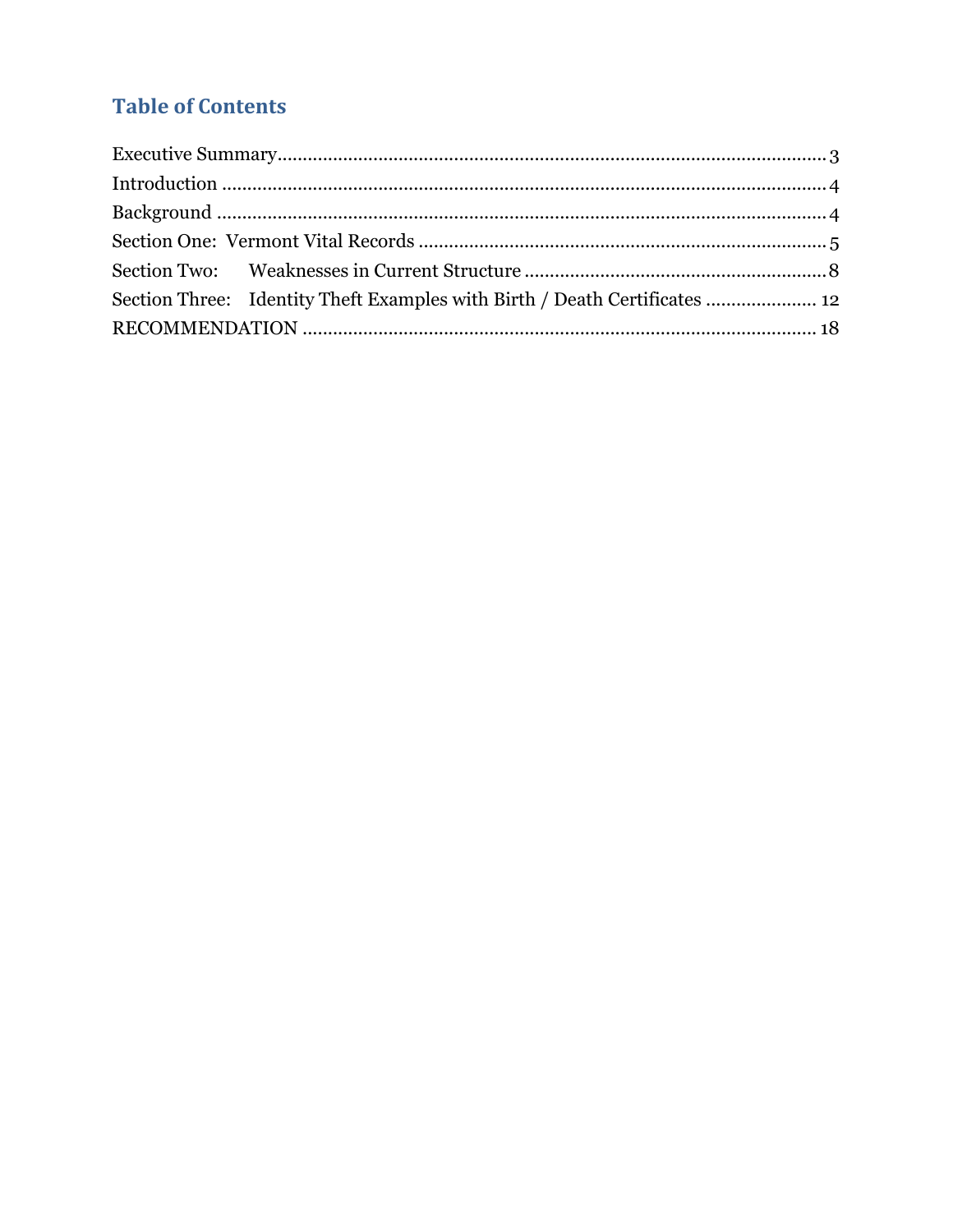## Table of Contents

Executive Summary .......................................................................................................... 3

Introduction ...................................................................................................................... 4

Background ...................................................................................................................... 4

Section One: Vermont Vital Records ............................................................................... 5

Section Two: Weaknesses in Current Structure ............................................................... 8

Section Three: Identity Theft Examples with Birth / Death Certificates ......................... 12

RECOMMENDATION ..................................................................................................... 18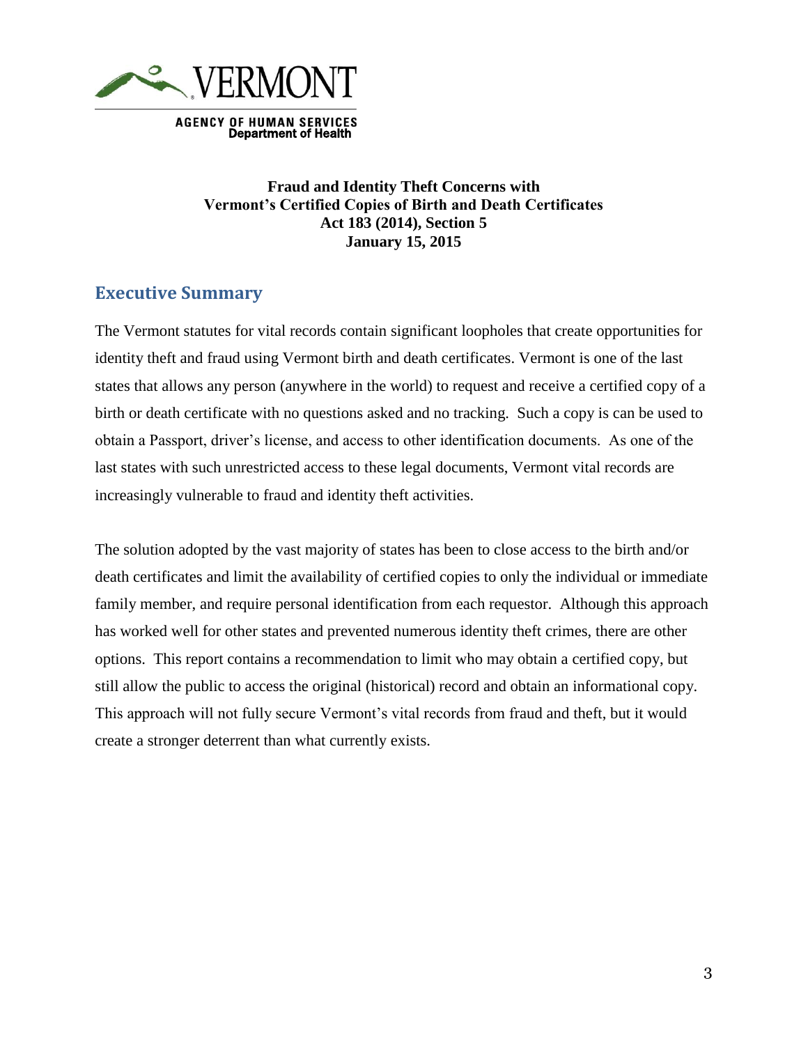VERMONT

AGENCY OF HUMAN SERVICES
Department of Health

**Fraud and Identity Theft Concerns with Vermont's Certified Copies of Birth and Death Certificates**
**Act 183 (2014), Section 5**
**January 15, 2015**

## Executive Summary

The Vermont statutes for vital records contain significant loopholes that create opportunities for identity theft and fraud using Vermont birth and death certificates. Vermont is one of the last states that allows any person (anywhere in the world) to request and receive a certified copy of a birth or death certificate with no questions asked and no tracking. Such a copy is can be used to obtain a Passport, driver's license, and access to other identification documents. As one of the last states with such unrestricted access to these legal documents, Vermont vital records are increasingly vulnerable to fraud and identity theft activities.

The solution adopted by the vast majority of states has been to close access to the birth and/or death certificates and limit the availability of certified copies to only the individual or immediate family member, and require personal identification from each requestor. Although this approach has worked well for other states and prevented numerous identity theft crimes, there are other options. This report contains a recommendation to limit who may obtain a certified copy, but still allow the public to access the original (historical) record and obtain an informational copy. This approach will not fully secure Vermont's vital records from fraud and theft, but it would create a stronger deterrent than what currently exists.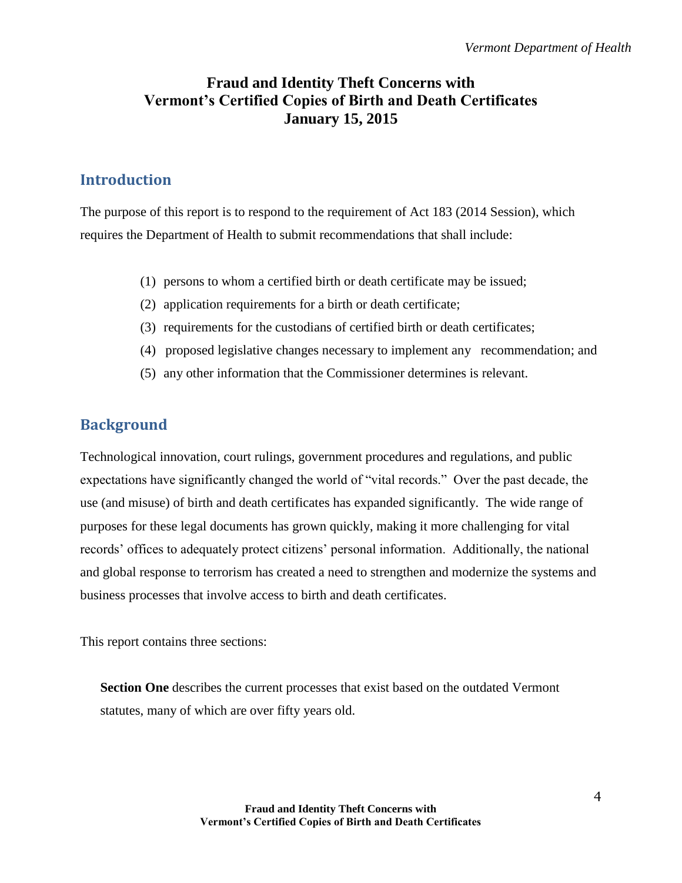# Fraud and Identity Theft Concerns with Vermont's Certified Copies of Birth and Death Certificates
**January 15, 2015**

## Introduction

The purpose of this report is to respond to the requirement of Act 183 (2014 Session), which requires the Department of Health to submit recommendations that shall include:

(1) persons to whom a certified birth or death certificate may be issued;

(2) application requirements for a birth or death certificate;

(3) requirements for the custodians of certified birth or death certificates;

(4) proposed legislative changes necessary to implement any recommendation; and

(5) any other information that the Commissioner determines is relevant.

## Background

Technological innovation, court rulings, government procedures and regulations, and public expectations have significantly changed the world of "vital records." Over the past decade, the use (and misuse) of birth and death certificates has expanded significantly. The wide range of purposes for these legal documents has grown quickly, making it more challenging for vital records' offices to adequately protect citizens' personal information. Additionally, the national and global response to terrorism has created a need to strengthen and modernize the systems and business processes that involve access to birth and death certificates.

This report contains three sections:

**Section One** describes the current processes that exist based on the outdated Vermont statutes, many of which are over fifty years old.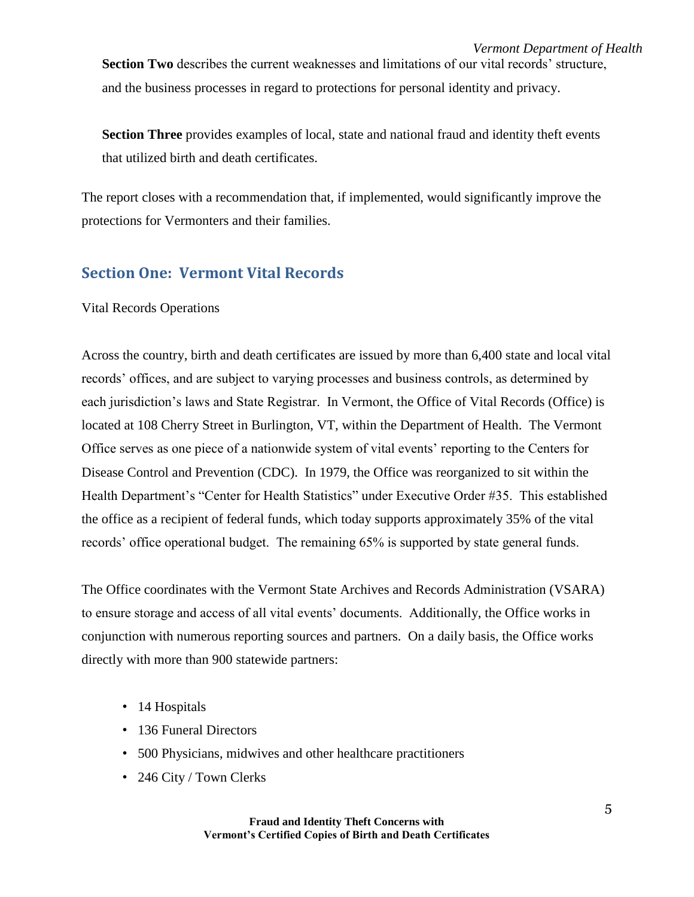**Section Two** describes the current weaknesses and limitations of our vital records' structure, and the business processes in regard to protections for personal identity and privacy.

**Section Three** provides examples of local, state and national fraud and identity theft events that utilized birth and death certificates.

The report closes with a recommendation that, if implemented, would significantly improve the protections for Vermonters and their families.

## Section One: Vermont Vital Records

Vital Records Operations

Across the country, birth and death certificates are issued by more than 6,400 state and local vital records' offices, and are subject to varying processes and business controls, as determined by each jurisdiction's laws and State Registrar. In Vermont, the Office of Vital Records (Office) is located at 108 Cherry Street in Burlington, VT, within the Department of Health. The Vermont Office serves as one piece of a nationwide system of vital events' reporting to the Centers for Disease Control and Prevention (CDC). In 1979, the Office was reorganized to sit within the Health Department's "Center for Health Statistics" under Executive Order #35. This established the office as a recipient of federal funds, which today supports approximately 35% of the vital records' office operational budget. The remaining 65% is supported by state general funds.

The Office coordinates with the Vermont State Archives and Records Administration (VSARA) to ensure storage and access of all vital events' documents. Additionally, the Office works in conjunction with numerous reporting sources and partners. On a daily basis, the Office works directly with more than 900 statewide partners:

- 14 Hospitals
- 136 Funeral Directors
- 500 Physicians, midwives and other healthcare practitioners
- 246 City / Town Clerks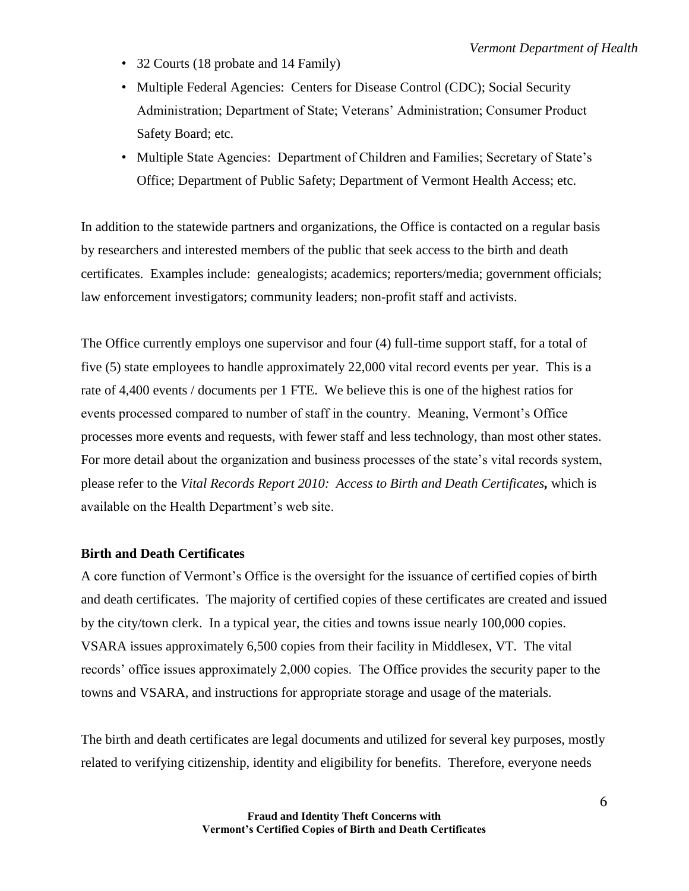- 32 Courts (18 probate and 14 Family)
- Multiple Federal Agencies: Centers for Disease Control (CDC); Social Security Administration; Department of State; Veterans' Administration; Consumer Product Safety Board; etc.
- Multiple State Agencies: Department of Children and Families; Secretary of State's Office; Department of Public Safety; Department of Vermont Health Access; etc.

In addition to the statewide partners and organizations, the Office is contacted on a regular basis by researchers and interested members of the public that seek access to the birth and death certificates. Examples include: genealogists; academics; reporters/media; government officials; law enforcement investigators; community leaders; non-profit staff and activists.

The Office currently employs one supervisor and four (4) full-time support staff, for a total of five (5) state employees to handle approximately 22,000 vital record events per year. This is a rate of 4,400 events / documents per 1 FTE. We believe this is one of the highest ratios for events processed compared to number of staff in the country. Meaning, Vermont's Office processes more events and requests, with fewer staff and less technology, than most other states. For more detail about the organization and business processes of the state's vital records system, please refer to the *Vital Records Report 2010: Access to Birth and Death Certificates,* which is available on the Health Department's web site.

**Birth and Death Certificates**

A core function of Vermont's Office is the oversight for the issuance of certified copies of birth and death certificates. The majority of certified copies of these certificates are created and issued by the city/town clerk. In a typical year, the cities and towns issue nearly 100,000 copies. VSARA issues approximately 6,500 copies from their facility in Middlesex, VT. The vital records' office issues approximately 2,000 copies. The Office provides the security paper to the towns and VSARA, and instructions for appropriate storage and usage of the materials.

The birth and death certificates are legal documents and utilized for several key purposes, mostly related to verifying citizenship, identity and eligibility for benefits. Therefore, everyone needs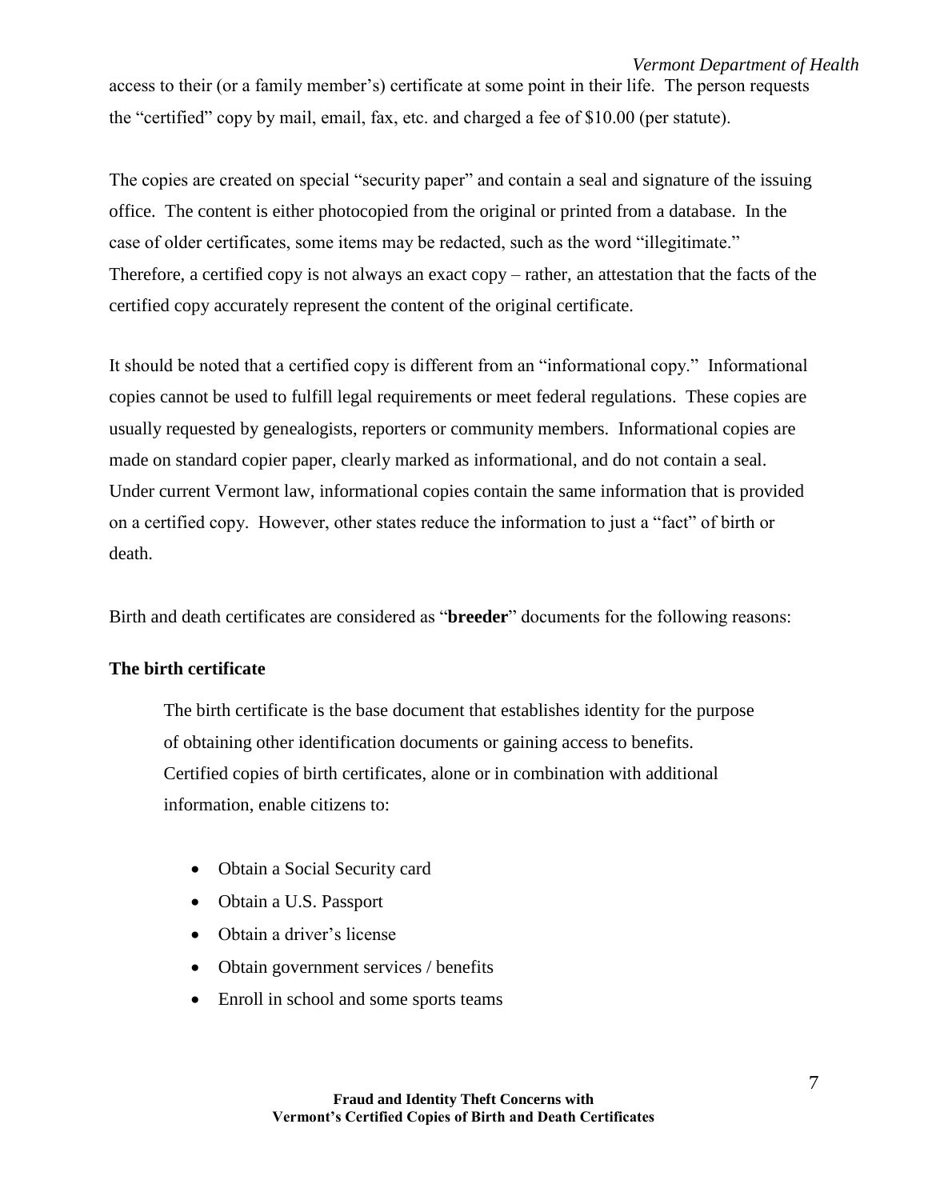access to their (or a family member's) certificate at some point in their life. The person requests the "certified" copy by mail, email, fax, etc. and charged a fee of $10.00 (per statute).

The copies are created on special "security paper" and contain a seal and signature of the issuing office. The content is either photocopied from the original or printed from a database. In the case of older certificates, some items may be redacted, such as the word "illegitimate." Therefore, a certified copy is not always an exact copy – rather, an attestation that the facts of the certified copy accurately represent the content of the original certificate.

It should be noted that a certified copy is different from an "informational copy." Informational copies cannot be used to fulfill legal requirements or meet federal regulations. These copies are usually requested by genealogists, reporters or community members. Informational copies are made on standard copier paper, clearly marked as informational, and do not contain a seal. Under current Vermont law, informational copies contain the same information that is provided on a certified copy. However, other states reduce the information to just a "fact" of birth or death.

Birth and death certificates are considered as "**breeder**" documents for the following reasons:

**The birth certificate**

The birth certificate is the base document that establishes identity for the purpose of obtaining other identification documents or gaining access to benefits. Certified copies of birth certificates, alone or in combination with additional information, enable citizens to:

- Obtain a Social Security card
- Obtain a U.S. Passport
- Obtain a driver's license
- Obtain government services / benefits
- Enroll in school and some sports teams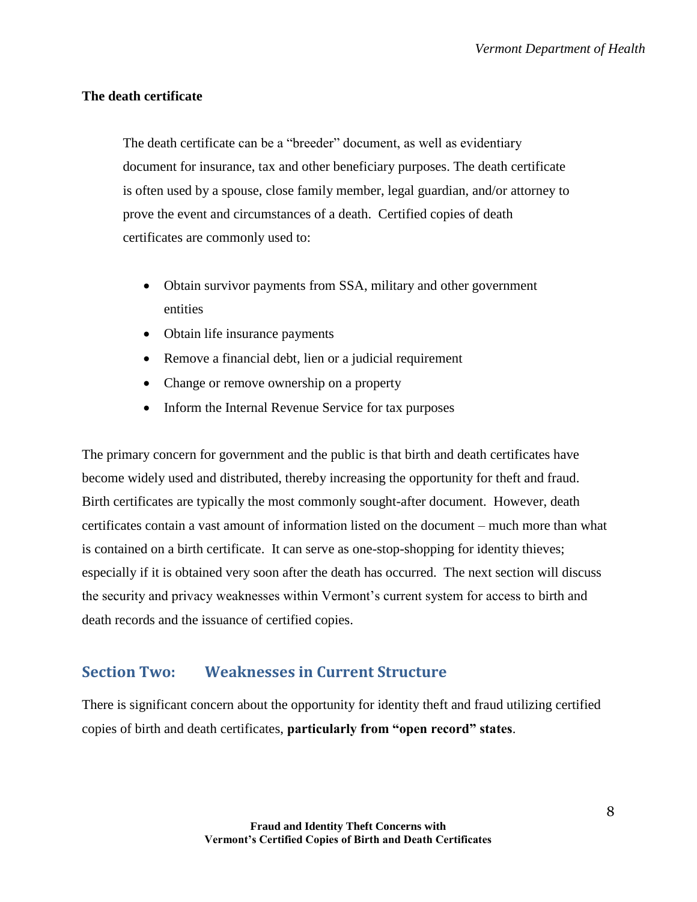### The death certificate

The death certificate can be a "breeder" document, as well as evidentiary document for insurance, tax and other beneficiary purposes. The death certificate is often used by a spouse, close family member, legal guardian, and/or attorney to prove the event and circumstances of a death. Certified copies of death certificates are commonly used to:

- Obtain survivor payments from SSA, military and other government entities
- Obtain life insurance payments
- Remove a financial debt, lien or a judicial requirement
- Change or remove ownership on a property
- Inform the Internal Revenue Service for tax purposes

The primary concern for government and the public is that birth and death certificates have become widely used and distributed, thereby increasing the opportunity for theft and fraud. Birth certificates are typically the most commonly sought-after document. However, death certificates contain a vast amount of information listed on the document – much more than what is contained on a birth certificate. It can serve as one-stop-shopping for identity thieves; especially if it is obtained very soon after the death has occurred. The next section will discuss the security and privacy weaknesses within Vermont's current system for access to birth and death records and the issuance of certified copies.

## Section Two: Weaknesses in Current Structure

There is significant concern about the opportunity for identity theft and fraud utilizing certified copies of birth and death certificates, **particularly from "open record" states**.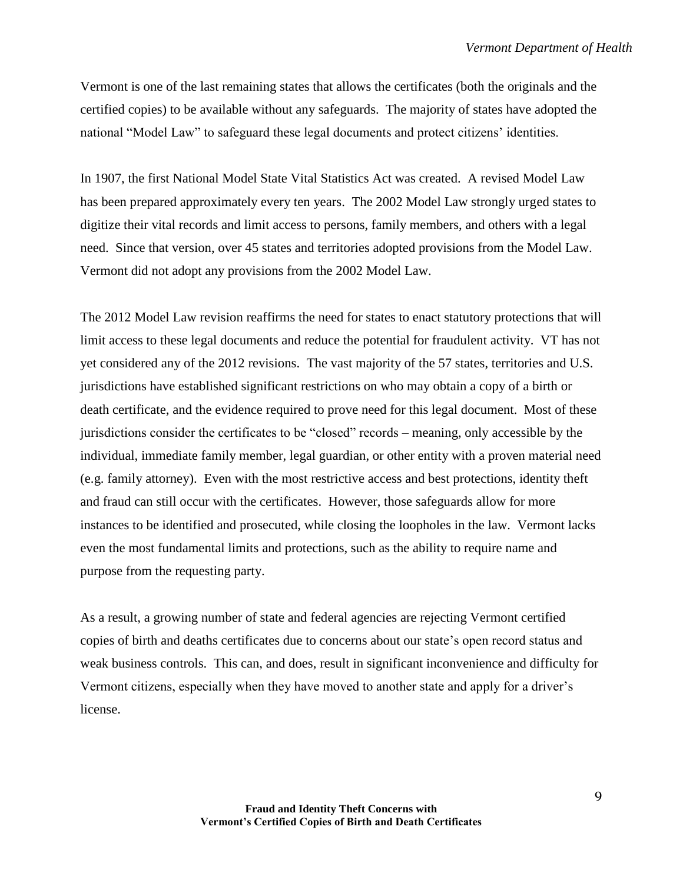Vermont is one of the last remaining states that allows the certificates (both the originals and the certified copies) to be available without any safeguards. The majority of states have adopted the national "Model Law" to safeguard these legal documents and protect citizens' identities.

In 1907, the first National Model State Vital Statistics Act was created. A revised Model Law has been prepared approximately every ten years. The 2002 Model Law strongly urged states to digitize their vital records and limit access to persons, family members, and others with a legal need. Since that version, over 45 states and territories adopted provisions from the Model Law. Vermont did not adopt any provisions from the 2002 Model Law.

The 2012 Model Law revision reaffirms the need for states to enact statutory protections that will limit access to these legal documents and reduce the potential for fraudulent activity. VT has not yet considered any of the 2012 revisions. The vast majority of the 57 states, territories and U.S. jurisdictions have established significant restrictions on who may obtain a copy of a birth or death certificate, and the evidence required to prove need for this legal document. Most of these jurisdictions consider the certificates to be "closed" records – meaning, only accessible by the individual, immediate family member, legal guardian, or other entity with a proven material need (e.g. family attorney). Even with the most restrictive access and best protections, identity theft and fraud can still occur with the certificates. However, those safeguards allow for more instances to be identified and prosecuted, while closing the loopholes in the law. Vermont lacks even the most fundamental limits and protections, such as the ability to require name and purpose from the requesting party.

As a result, a growing number of state and federal agencies are rejecting Vermont certified copies of birth and deaths certificates due to concerns about our state's open record status and weak business controls. This can, and does, result in significant inconvenience and difficulty for Vermont citizens, especially when they have moved to another state and apply for a driver's license.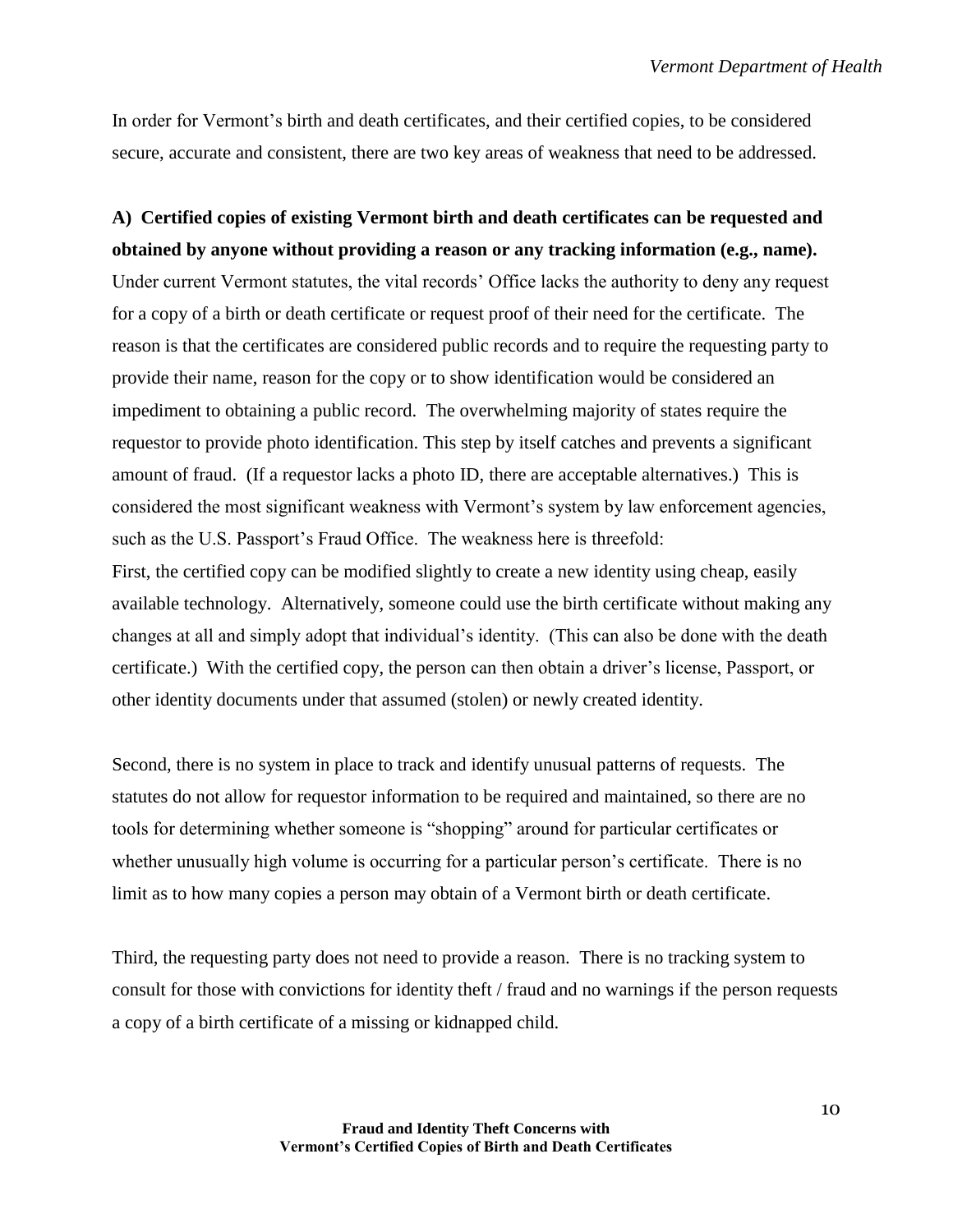In order for Vermont's birth and death certificates, and their certified copies, to be considered secure, accurate and consistent, there are two key areas of weakness that need to be addressed.

**A) Certified copies of existing Vermont birth and death certificates can be requested and obtained by anyone without providing a reason or any tracking information (e.g., name).** Under current Vermont statutes, the vital records' Office lacks the authority to deny any request for a copy of a birth or death certificate or request proof of their need for the certificate. The reason is that the certificates are considered public records and to require the requesting party to provide their name, reason for the copy or to show identification would be considered an impediment to obtaining a public record. The overwhelming majority of states require the requestor to provide photo identification. This step by itself catches and prevents a significant amount of fraud. (If a requestor lacks a photo ID, there are acceptable alternatives.) This is considered the most significant weakness with Vermont's system by law enforcement agencies, such as the U.S. Passport's Fraud Office. The weakness here is threefold:

First, the certified copy can be modified slightly to create a new identity using cheap, easily available technology. Alternatively, someone could use the birth certificate without making any changes at all and simply adopt that individual's identity. (This can also be done with the death certificate.) With the certified copy, the person can then obtain a driver's license, Passport, or other identity documents under that assumed (stolen) or newly created identity.

Second, there is no system in place to track and identify unusual patterns of requests. The statutes do not allow for requestor information to be required and maintained, so there are no tools for determining whether someone is "shopping" around for particular certificates or whether unusually high volume is occurring for a particular person's certificate. There is no limit as to how many copies a person may obtain of a Vermont birth or death certificate.

Third, the requesting party does not need to provide a reason. There is no tracking system to consult for those with convictions for identity theft / fraud and no warnings if the person requests a copy of a birth certificate of a missing or kidnapped child.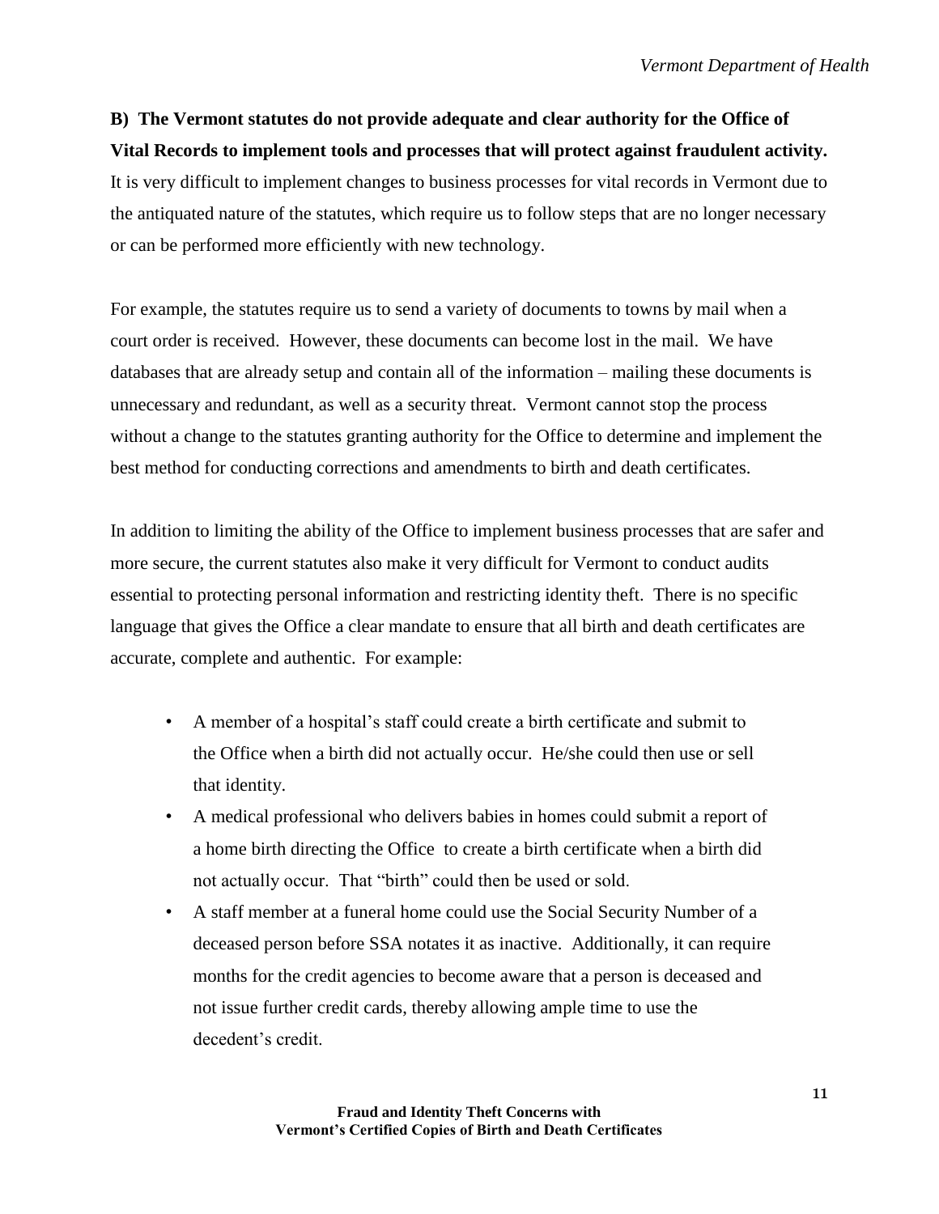**B) The Vermont statutes do not provide adequate and clear authority for the Office of Vital Records to implement tools and processes that will protect against fraudulent activity.** It is very difficult to implement changes to business processes for vital records in Vermont due to the antiquated nature of the statutes, which require us to follow steps that are no longer necessary or can be performed more efficiently with new technology.

For example, the statutes require us to send a variety of documents to towns by mail when a court order is received. However, these documents can become lost in the mail. We have databases that are already setup and contain all of the information – mailing these documents is unnecessary and redundant, as well as a security threat. Vermont cannot stop the process without a change to the statutes granting authority for the Office to determine and implement the best method for conducting corrections and amendments to birth and death certificates.

In addition to limiting the ability of the Office to implement business processes that are safer and more secure, the current statutes also make it very difficult for Vermont to conduct audits essential to protecting personal information and restricting identity theft. There is no specific language that gives the Office a clear mandate to ensure that all birth and death certificates are accurate, complete and authentic. For example:

- A member of a hospital's staff could create a birth certificate and submit to the Office when a birth did not actually occur. He/she could then use or sell that identity.
- A medical professional who delivers babies in homes could submit a report of a home birth directing the Office to create a birth certificate when a birth did not actually occur. That "birth" could then be used or sold.
- A staff member at a funeral home could use the Social Security Number of a deceased person before SSA notates it as inactive. Additionally, it can require months for the credit agencies to become aware that a person is deceased and not issue further credit cards, thereby allowing ample time to use the decedent's credit.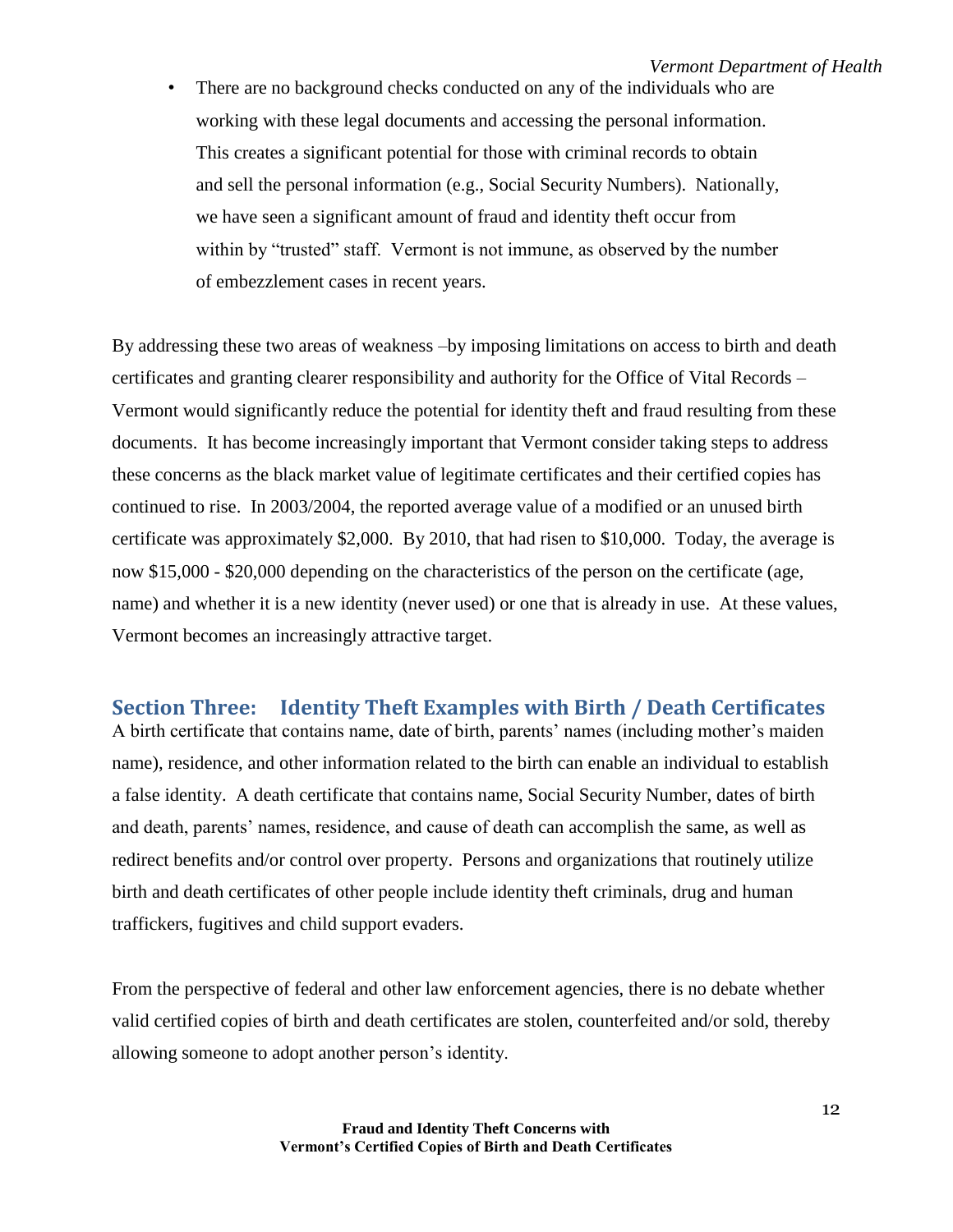- There are no background checks conducted on any of the individuals who are working with these legal documents and accessing the personal information. This creates a significant potential for those with criminal records to obtain and sell the personal information (e.g., Social Security Numbers). Nationally, we have seen a significant amount of fraud and identity theft occur from within by "trusted" staff. Vermont is not immune, as observed by the number of embezzlement cases in recent years.

By addressing these two areas of weakness –by imposing limitations on access to birth and death certificates and granting clearer responsibility and authority for the Office of Vital Records – Vermont would significantly reduce the potential for identity theft and fraud resulting from these documents. It has become increasingly important that Vermont consider taking steps to address these concerns as the black market value of legitimate certificates and their certified copies has continued to rise. In 2003/2004, the reported average value of a modified or an unused birth certificate was approximately $2,000. By 2010, that had risen to $10,000. Today, the average is now $15,000 - $20,000 depending on the characteristics of the person on the certificate (age, name) and whether it is a new identity (never used) or one that is already in use. At these values, Vermont becomes an increasingly attractive target.

## Section Three: Identity Theft Examples with Birth / Death Certificates

A birth certificate that contains name, date of birth, parents' names (including mother's maiden name), residence, and other information related to the birth can enable an individual to establish a false identity. A death certificate that contains name, Social Security Number, dates of birth and death, parents' names, residence, and cause of death can accomplish the same, as well as redirect benefits and/or control over property. Persons and organizations that routinely utilize birth and death certificates of other people include identity theft criminals, drug and human traffickers, fugitives and child support evaders.

From the perspective of federal and other law enforcement agencies, there is no debate whether valid certified copies of birth and death certificates are stolen, counterfeited and/or sold, thereby allowing someone to adopt another person's identity.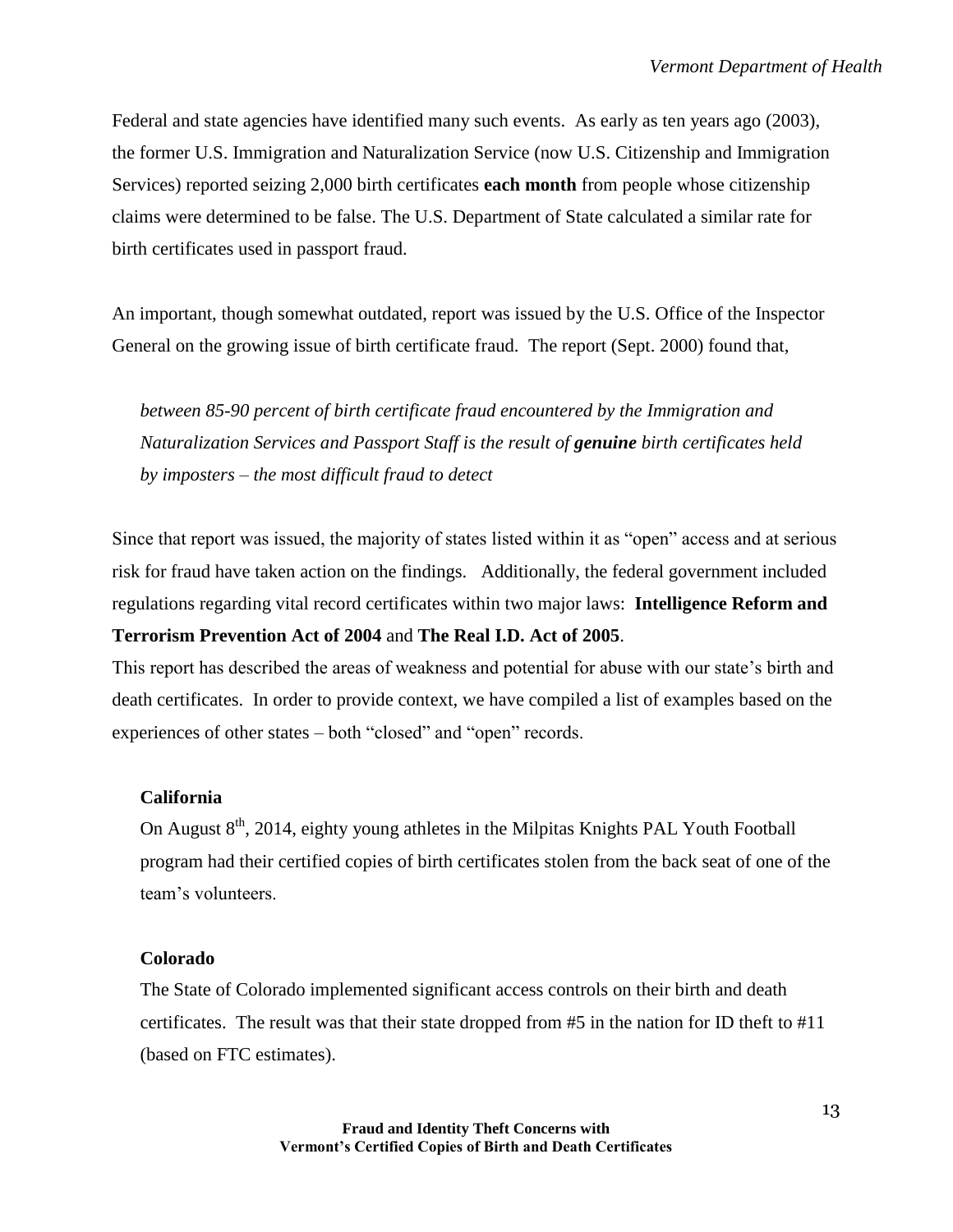Federal and state agencies have identified many such events. As early as ten years ago (2003), the former U.S. Immigration and Naturalization Service (now U.S. Citizenship and Immigration Services) reported seizing 2,000 birth certificates **each month** from people whose citizenship claims were determined to be false. The U.S. Department of State calculated a similar rate for birth certificates used in passport fraud.

An important, though somewhat outdated, report was issued by the U.S. Office of the Inspector General on the growing issue of birth certificate fraud. The report (Sept. 2000) found that,

> *between 85-90 percent of birth certificate fraud encountered by the Immigration and Naturalization Services and Passport Staff is the result of **genuine** birth certificates held by imposters – the most difficult fraud to detect*

Since that report was issued, the majority of states listed within it as "open" access and at serious risk for fraud have taken action on the findings. Additionally, the federal government included regulations regarding vital record certificates within two major laws: **Intelligence Reform and Terrorism Prevention Act of 2004** and **The Real I.D. Act of 2005**.

This report has described the areas of weakness and potential for abuse with our state's birth and death certificates. In order to provide context, we have compiled a list of examples based on the experiences of other states – both "closed" and "open" records.

**California**

On August 8th, 2014, eighty young athletes in the Milpitas Knights PAL Youth Football program had their certified copies of birth certificates stolen from the back seat of one of the team's volunteers.

**Colorado**

The State of Colorado implemented significant access controls on their birth and death certificates. The result was that their state dropped from #5 in the nation for ID theft to #11 (based on FTC estimates).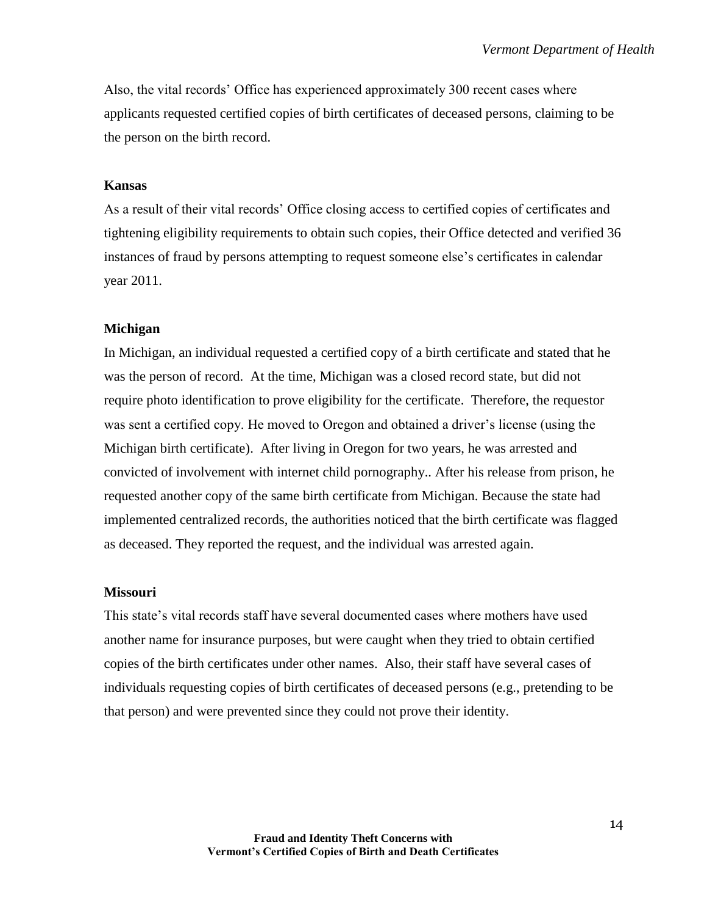Also, the vital records' Office has experienced approximately 300 recent cases where applicants requested certified copies of birth certificates of deceased persons, claiming to be the person on the birth record.

### Kansas

As a result of their vital records' Office closing access to certified copies of certificates and tightening eligibility requirements to obtain such copies, their Office detected and verified 36 instances of fraud by persons attempting to request someone else's certificates in calendar year 2011.

### Michigan

In Michigan, an individual requested a certified copy of a birth certificate and stated that he was the person of record. At the time, Michigan was a closed record state, but did not require photo identification to prove eligibility for the certificate. Therefore, the requestor was sent a certified copy. He moved to Oregon and obtained a driver's license (using the Michigan birth certificate). After living in Oregon for two years, he was arrested and convicted of involvement with internet child pornography.. After his release from prison, he requested another copy of the same birth certificate from Michigan. Because the state had implemented centralized records, the authorities noticed that the birth certificate was flagged as deceased. They reported the request, and the individual was arrested again.

### Missouri

This state's vital records staff have several documented cases where mothers have used another name for insurance purposes, but were caught when they tried to obtain certified copies of the birth certificates under other names. Also, their staff have several cases of individuals requesting copies of birth certificates of deceased persons (e.g., pretending to be that person) and were prevented since they could not prove their identity.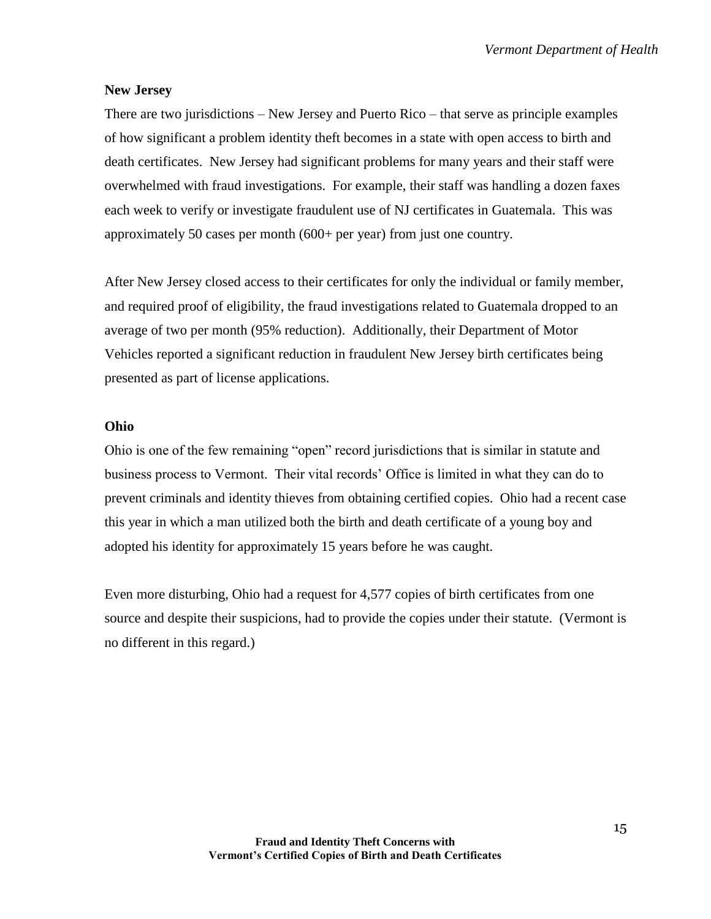**New Jersey**

There are two jurisdictions – New Jersey and Puerto Rico – that serve as principle examples of how significant a problem identity theft becomes in a state with open access to birth and death certificates. New Jersey had significant problems for many years and their staff were overwhelmed with fraud investigations. For example, their staff was handling a dozen faxes each week to verify or investigate fraudulent use of NJ certificates in Guatemala. This was approximately 50 cases per month (600+ per year) from just one country.

After New Jersey closed access to their certificates for only the individual or family member, and required proof of eligibility, the fraud investigations related to Guatemala dropped to an average of two per month (95% reduction). Additionally, their Department of Motor Vehicles reported a significant reduction in fraudulent New Jersey birth certificates being presented as part of license applications.

**Ohio**

Ohio is one of the few remaining "open" record jurisdictions that is similar in statute and business process to Vermont. Their vital records' Office is limited in what they can do to prevent criminals and identity thieves from obtaining certified copies. Ohio had a recent case this year in which a man utilized both the birth and death certificate of a young boy and adopted his identity for approximately 15 years before he was caught.

Even more disturbing, Ohio had a request for 4,577 copies of birth certificates from one source and despite their suspicions, had to provide the copies under their statute. (Vermont is no different in this regard.)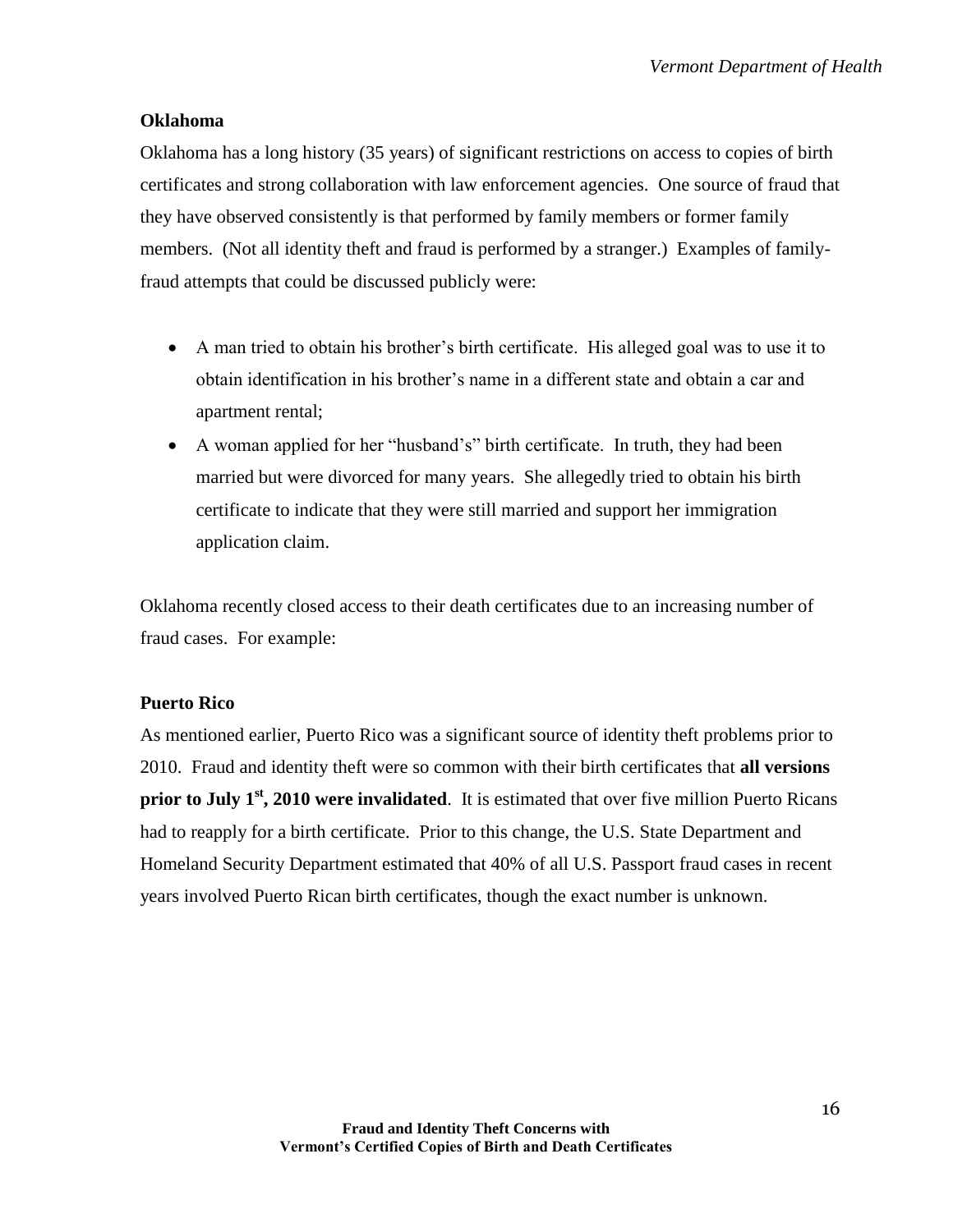**Oklahoma**

Oklahoma has a long history (35 years) of significant restrictions on access to copies of birth certificates and strong collaboration with law enforcement agencies. One source of fraud that they have observed consistently is that performed by family members or former family members. (Not all identity theft and fraud is performed by a stranger.) Examples of family-fraud attempts that could be discussed publicly were:

- A man tried to obtain his brother's birth certificate. His alleged goal was to use it to obtain identification in his brother's name in a different state and obtain a car and apartment rental;
- A woman applied for her "husband's" birth certificate. In truth, they had been married but were divorced for many years. She allegedly tried to obtain his birth certificate to indicate that they were still married and support her immigration application claim.

Oklahoma recently closed access to their death certificates due to an increasing number of fraud cases. For example:

**Puerto Rico**

As mentioned earlier, Puerto Rico was a significant source of identity theft problems prior to 2010. Fraud and identity theft were so common with their birth certificates that **all versions prior to July 1st, 2010 were invalidated**. It is estimated that over five million Puerto Ricans had to reapply for a birth certificate. Prior to this change, the U.S. State Department and Homeland Security Department estimated that 40% of all U.S. Passport fraud cases in recent years involved Puerto Rican birth certificates, though the exact number is unknown.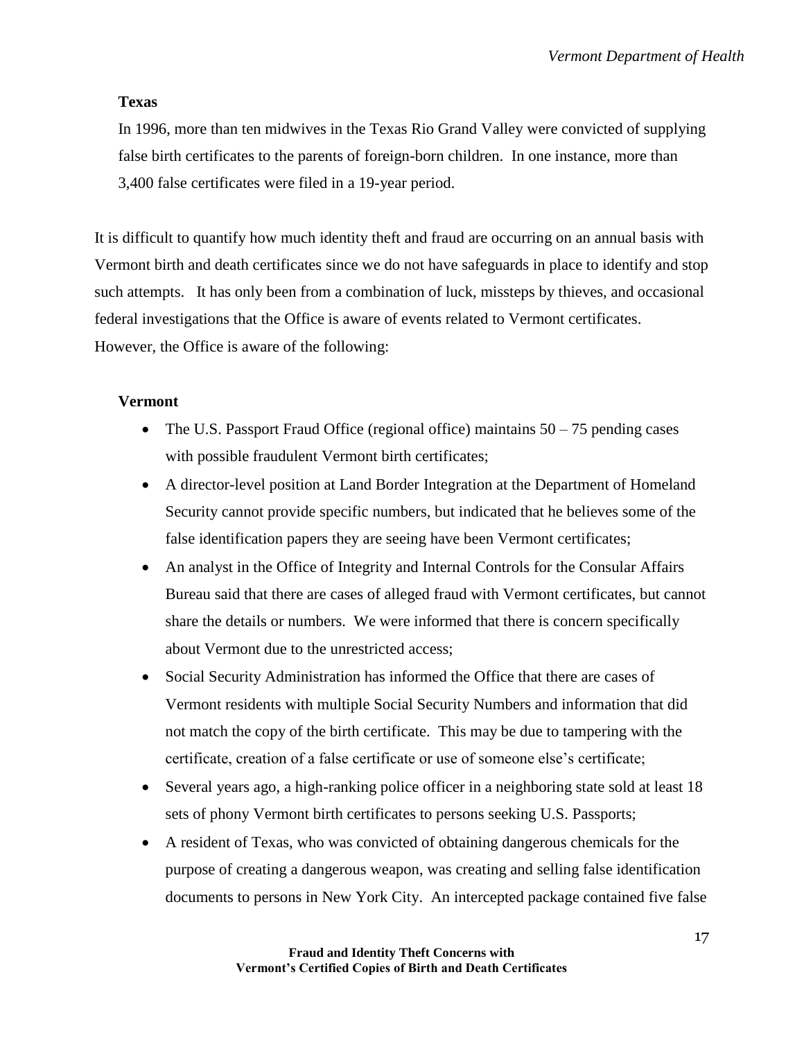**Texas**

In 1996, more than ten midwives in the Texas Rio Grand Valley were convicted of supplying false birth certificates to the parents of foreign-born children. In one instance, more than 3,400 false certificates were filed in a 19-year period.

It is difficult to quantify how much identity theft and fraud are occurring on an annual basis with Vermont birth and death certificates since we do not have safeguards in place to identify and stop such attempts. It has only been from a combination of luck, missteps by thieves, and occasional federal investigations that the Office is aware of events related to Vermont certificates. However, the Office is aware of the following:

**Vermont**

- The U.S. Passport Fraud Office (regional office) maintains 50 – 75 pending cases with possible fraudulent Vermont birth certificates;
- A director-level position at Land Border Integration at the Department of Homeland Security cannot provide specific numbers, but indicated that he believes some of the false identification papers they are seeing have been Vermont certificates;
- An analyst in the Office of Integrity and Internal Controls for the Consular Affairs Bureau said that there are cases of alleged fraud with Vermont certificates, but cannot share the details or numbers. We were informed that there is concern specifically about Vermont due to the unrestricted access;
- Social Security Administration has informed the Office that there are cases of Vermont residents with multiple Social Security Numbers and information that did not match the copy of the birth certificate. This may be due to tampering with the certificate, creation of a false certificate or use of someone else's certificate;
- Several years ago, a high-ranking police officer in a neighboring state sold at least 18 sets of phony Vermont birth certificates to persons seeking U.S. Passports;
- A resident of Texas, who was convicted of obtaining dangerous chemicals for the purpose of creating a dangerous weapon, was creating and selling false identification documents to persons in New York City. An intercepted package contained five false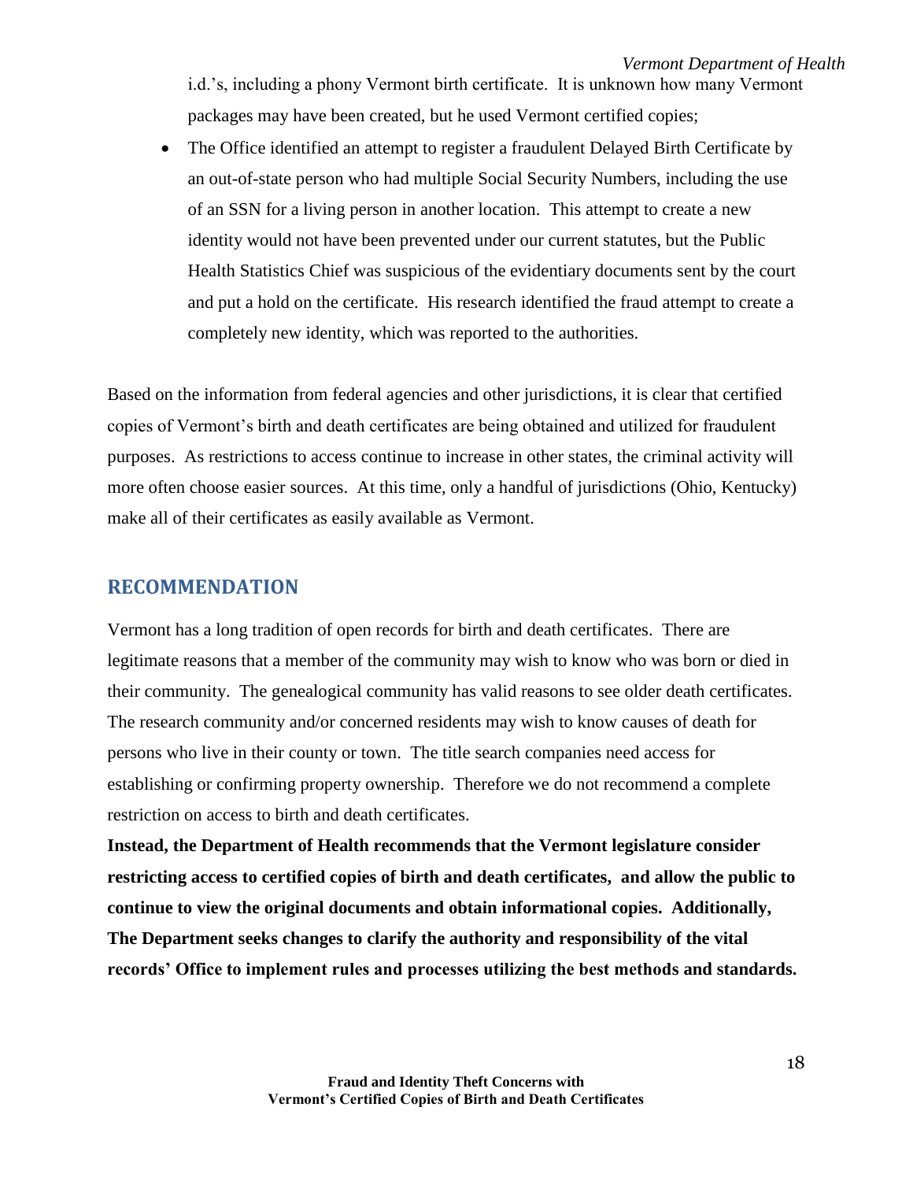i.d.'s, including a phony Vermont birth certificate. It is unknown how many Vermont packages may have been created, but he used Vermont certified copies;

- The Office identified an attempt to register a fraudulent Delayed Birth Certificate by an out-of-state person who had multiple Social Security Numbers, including the use of an SSN for a living person in another location. This attempt to create a new identity would not have been prevented under our current statutes, but the Public Health Statistics Chief was suspicious of the evidentiary documents sent by the court and put a hold on the certificate. His research identified the fraud attempt to create a completely new identity, which was reported to the authorities.

Based on the information from federal agencies and other jurisdictions, it is clear that certified copies of Vermont's birth and death certificates are being obtained and utilized for fraudulent purposes. As restrictions to access continue to increase in other states, the criminal activity will more often choose easier sources. At this time, only a handful of jurisdictions (Ohio, Kentucky) make all of their certificates as easily available as Vermont.

## RECOMMENDATION

Vermont has a long tradition of open records for birth and death certificates. There are legitimate reasons that a member of the community may wish to know who was born or died in their community. The genealogical community has valid reasons to see older death certificates. The research community and/or concerned residents may wish to know causes of death for persons who live in their county or town. The title search companies need access for establishing or confirming property ownership. Therefore we do not recommend a complete restriction on access to birth and death certificates.

**Instead, the Department of Health recommends that the Vermont legislature consider restricting access to certified copies of birth and death certificates, and allow the public to continue to view the original documents and obtain informational copies. Additionally, The Department seeks changes to clarify the authority and responsibility of the vital records' Office to implement rules and processes utilizing the best methods and standards.**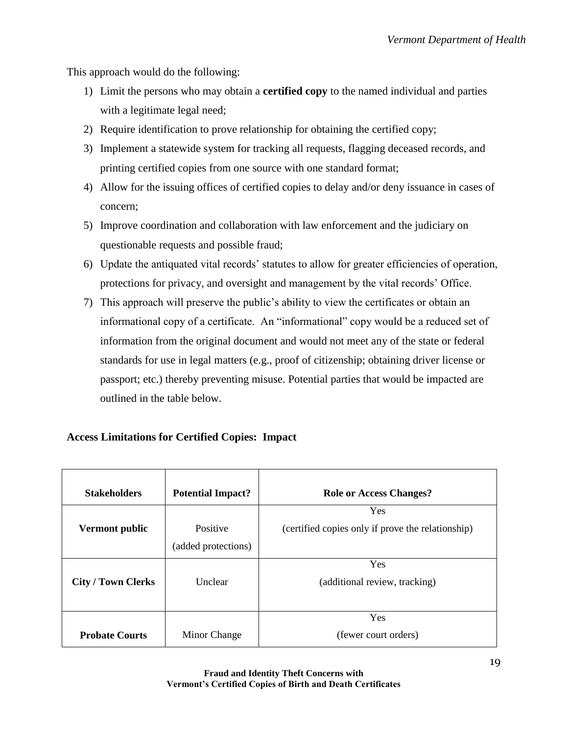This approach would do the following:

1) Limit the persons who may obtain a **certified copy** to the named individual and parties with a legitimate legal need;
2) Require identification to prove relationship for obtaining the certified copy;
3) Implement a statewide system for tracking all requests, flagging deceased records, and printing certified copies from one source with one standard format;
4) Allow for the issuing offices of certified copies to delay and/or deny issuance in cases of concern;
5) Improve coordination and collaboration with law enforcement and the judiciary on questionable requests and possible fraud;
6) Update the antiquated vital records' statutes to allow for greater efficiencies of operation, protections for privacy, and oversight and management by the vital records' Office.
7) This approach will preserve the public's ability to view the certificates or obtain an informational copy of a certificate. An "informational" copy would be a reduced set of information from the original document and would not meet any of the state or federal standards for use in legal matters (e.g., proof of citizenship; obtaining driver license or passport; etc.) thereby preventing misuse. Potential parties that would be impacted are outlined in the table below.

**Access Limitations for Certified Copies: Impact**

| Stakeholders | Potential Impact? | Role or Access Changes? |
|---|---|---|
| **Vermont public** | Positive (added protections) | Yes (certified copies only if prove the relationship) |
| **City / Town Clerks** | Unclear | Yes (additional review, tracking) |
| **Probate Courts** | Minor Change | Yes (fewer court orders) |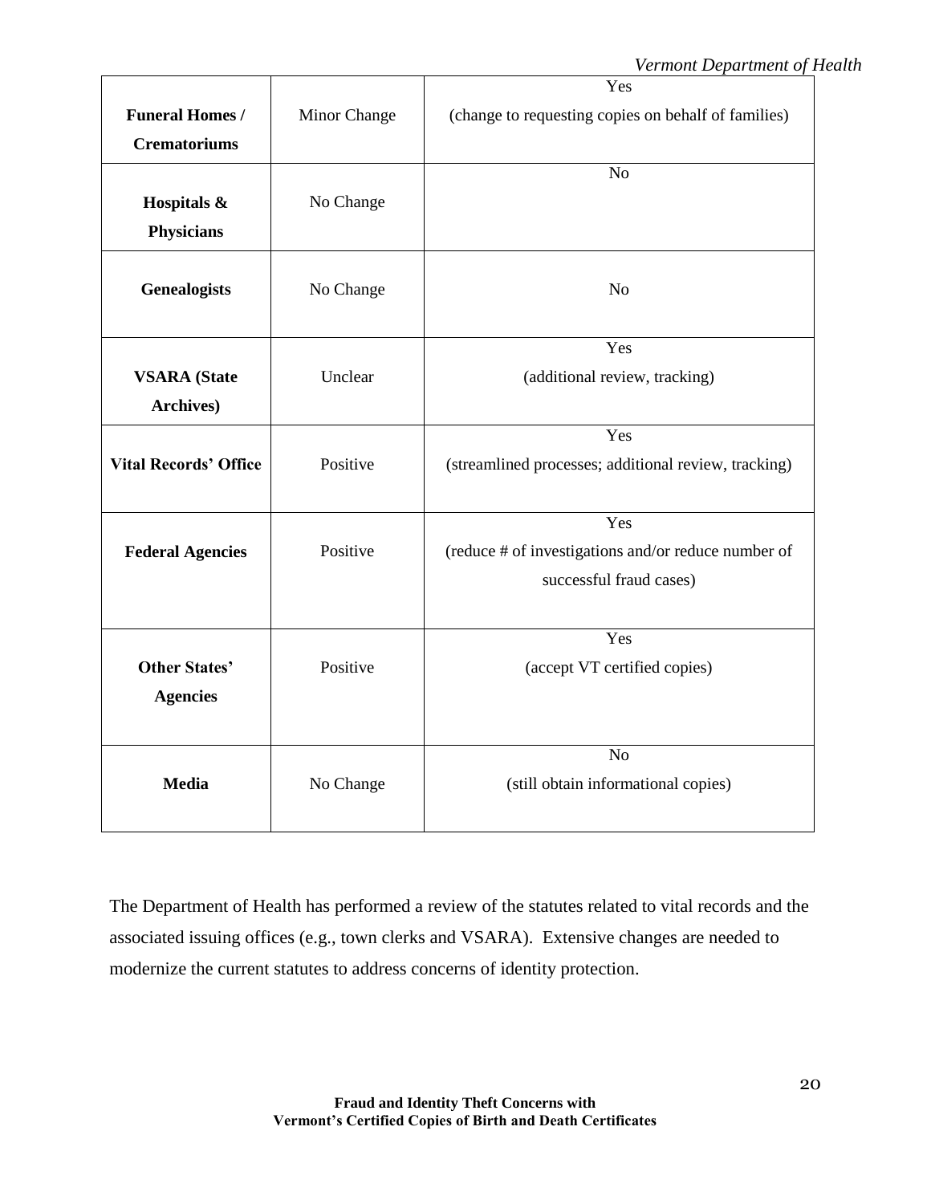| | | |
|---|---|---|
| **Funeral Homes / Crematoriums** | Minor Change | Yes (change to requesting copies on behalf of families) |
| **Hospitals & Physicians** | No Change | No |
| **Genealogists** | No Change | No |
| **VSARA (State Archives)** | Unclear | Yes (additional review, tracking) |
| **Vital Records' Office** | Positive | Yes (streamlined processes; additional review, tracking) |
| **Federal Agencies** | Positive | Yes (reduce # of investigations and/or reduce number of successful fraud cases) |
| **Other States' Agencies** | Positive | Yes (accept VT certified copies) |
| **Media** | No Change | No (still obtain informational copies) |

The Department of Health has performed a review of the statutes related to vital records and the associated issuing offices (e.g., town clerks and VSARA). Extensive changes are needed to modernize the current statutes to address concerns of identity protection.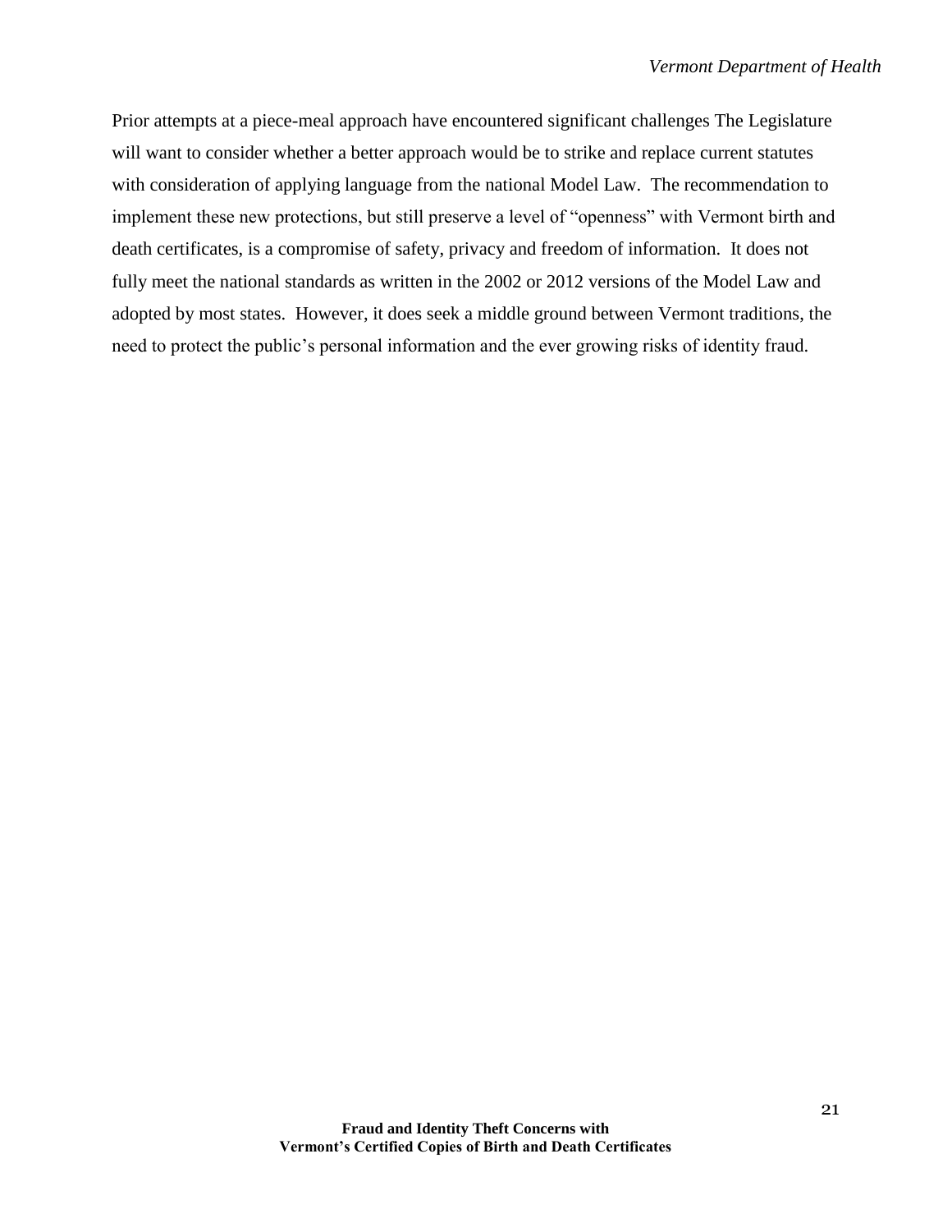Prior attempts at a piece-meal approach have encountered significant challenges The Legislature will want to consider whether a better approach would be to strike and replace current statutes with consideration of applying language from the national Model Law. The recommendation to implement these new protections, but still preserve a level of "openness" with Vermont birth and death certificates, is a compromise of safety, privacy and freedom of information. It does not fully meet the national standards as written in the 2002 or 2012 versions of the Model Law and adopted by most states. However, it does seek a middle ground between Vermont traditions, the need to protect the public's personal information and the ever growing risks of identity fraud.